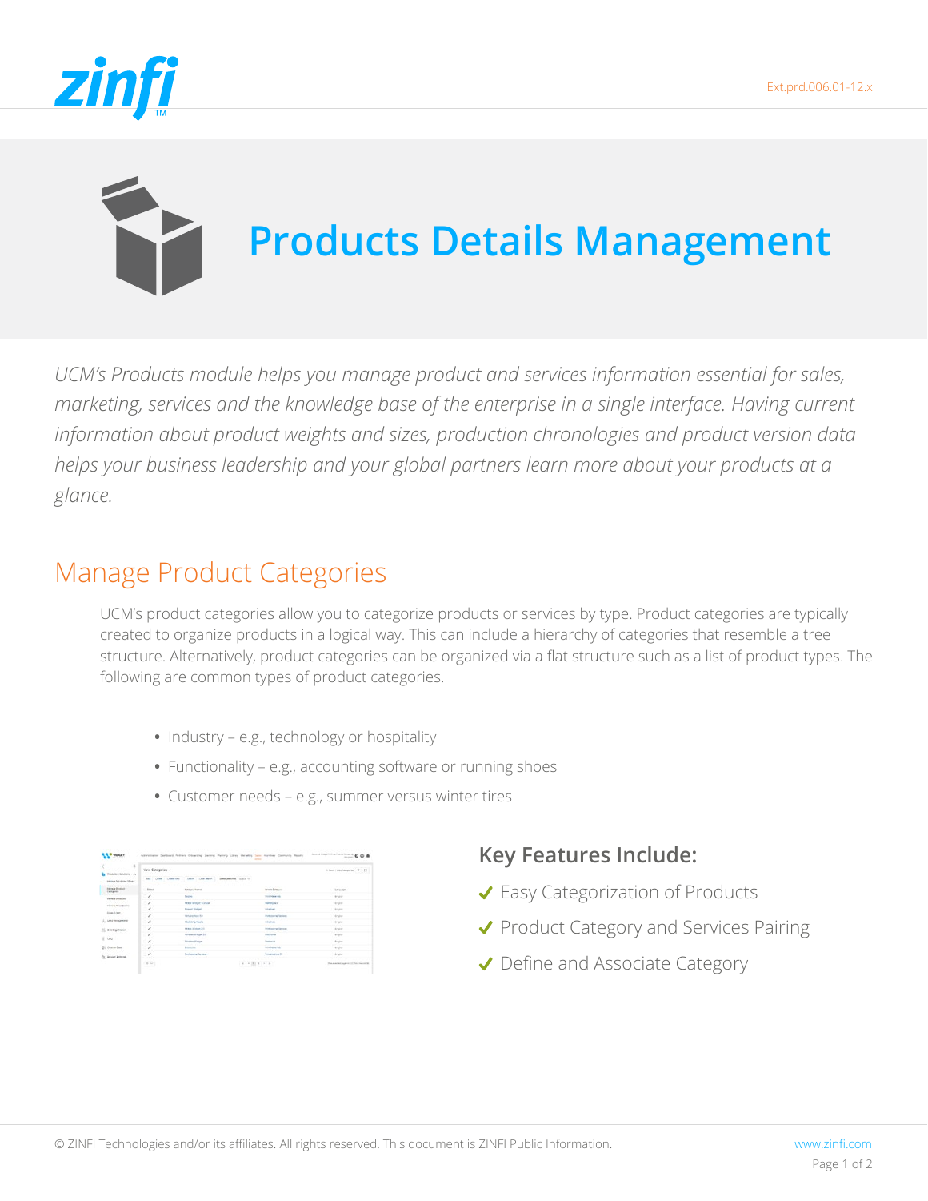# Products Details Management

*UCM's Products module helps you manage product and services information essential for sales, marketing, services and the knowledge base of the enterprise in a single interface. Having current information about product weights and sizes, production chronologies and product version data helps your business leadership and your global partners learn more about your products at a glance.*

## Manage Product Categories

UCM's product categories allow you to categorize products or services by type. Product categories are typically created to organize products in a logical way. This can include a hierarchy of categories that resemble a tree structure. Alternatively, product categories can be organized via a flat structure such as a list of product types. The following are common types of product categories.

- Industry – e.g., technology or hospitality
- Functionality – e.g., accounting software or running shoes
- Customer needs – e.g., summer versus winter tires

### Key Features Include:

- ✔ Easy Categorization of Products
- ✔ Product Category and Services Pairing
- ✔ Define and Associate Category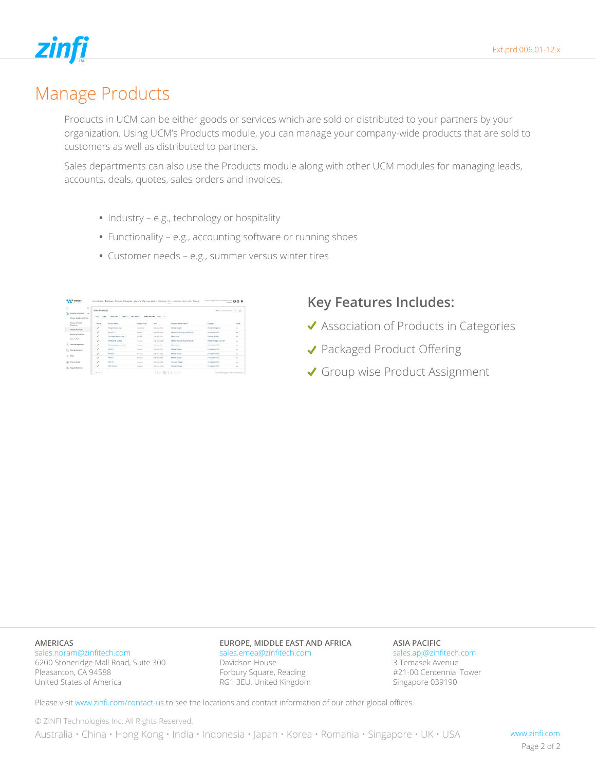# Manage Products

Products in UCM can be either goods or services which are sold or distributed to your partners by your organization. Using UCM's Products module, you can manage your company-wide products that are sold to customers as well as distributed to partners.

Sales departments can also use the Products module along with other UCM modules for managing leads, accounts, deals, quotes, sales orders and invoices.

- Industry – e.g., technology or hospitality
- Functionality – e.g., accounting software or running shoes
- Customer needs – e.g., summer versus winter tires

## Key Features Includes:

- ✔ Association of Products in Categories
- ✔ Packaged Product Offering
- ✔ Group wise Product Assignment

**AMERICAS**
sales.noram@zinfitech.com
6200 Stoneridge Mall Road, Suite 300
Pleasanton, CA 94588
United States of America

**EUROPE, MIDDLE EAST AND AFRICA**
sales.emea@zinfitech.com
Davidson House
Forbury Square, Reading
RG1 3EU, United Kingdom

**ASIA PACIFIC**
sales.apj@zinfitech.com
3 Temasek Avenue
#21-00 Centennial Tower
Singapore 039190

Please visit www.zinfi.com/contact-us to see the locations and contact information of our other global offices.

© ZINFI Technologies Inc. All Rights Reserved.

Australia • China • Hong Kong • India • Indonesia • Japan • Korea • Romania • Singapore • UK • USA

www.zinfi.com